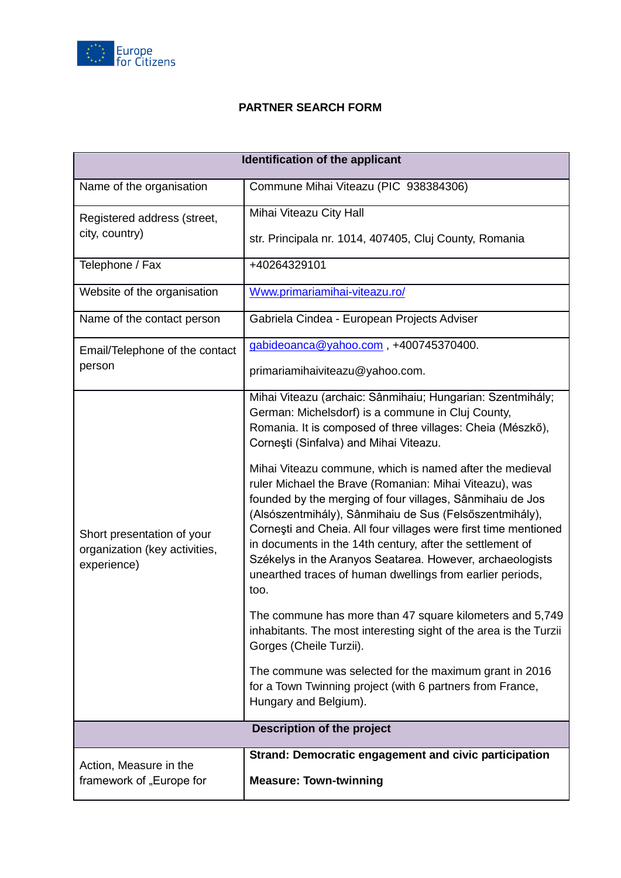Europe for Citizens

# PARTNER SEARCH FORM

| Identification of the applicant | |
|---|---|
| Name of the organisation | Commune Mihai Viteazu (PIC 938384306) |
| Registered address (street, city, country) | Mihai Viteazu City Hall<br><br>str. Principala nr. 1014, 407405, Cluj County, Romania |
| Telephone / Fax | +40264329101 |
| Website of the organisation | Www.primariamihai-viteazu.ro/ |
| Name of the contact person | Gabriela Cindea - European Projects Adviser |
| Email/Telephone of the contact person | gabideoanca@yahoo.com , +400745370400.<br><br>primariamihaiviteazu@yahoo.com. |
| Short presentation of your organization (key activities, experience) | Mihai Viteazu (archaic: Sânmihaiu; Hungarian: Szentmihály; German: Michelsdorf) is a commune in Cluj County, Romania. It is composed of three villages: Cheia (Mészkő), Corneşti (Sinfalva) and Mihai Viteazu.<br><br>Mihai Viteazu commune, which is named after the medieval ruler Michael the Brave (Romanian: Mihai Viteazu), was founded by the merging of four villages, Sânmihaiu de Jos (Alsószentmihály), Sânmihaiu de Sus (Felsőszentmihály), Corneşti and Cheia. All four villages were first time mentioned in documents in the 14th century, after the settlement of Székelys in the Aranyos Seatarea. However, archaeologists unearthed traces of human dwellings from earlier periods, too.<br><br>The commune has more than 47 square kilometers and 5,749 inhabitants. The most interesting sight of the area is the Turzii Gorges (Cheile Turzii).<br><br>The commune was selected for the maximum grant in 2016 for a Town Twinning project (with 6 partners from France, Hungary and Belgium). |
| **Description of the project** | |
| Action, Measure in the framework of „Europe for | **Strand: Democratic engagement and civic participation**<br><br>**Measure: Town-twinning** |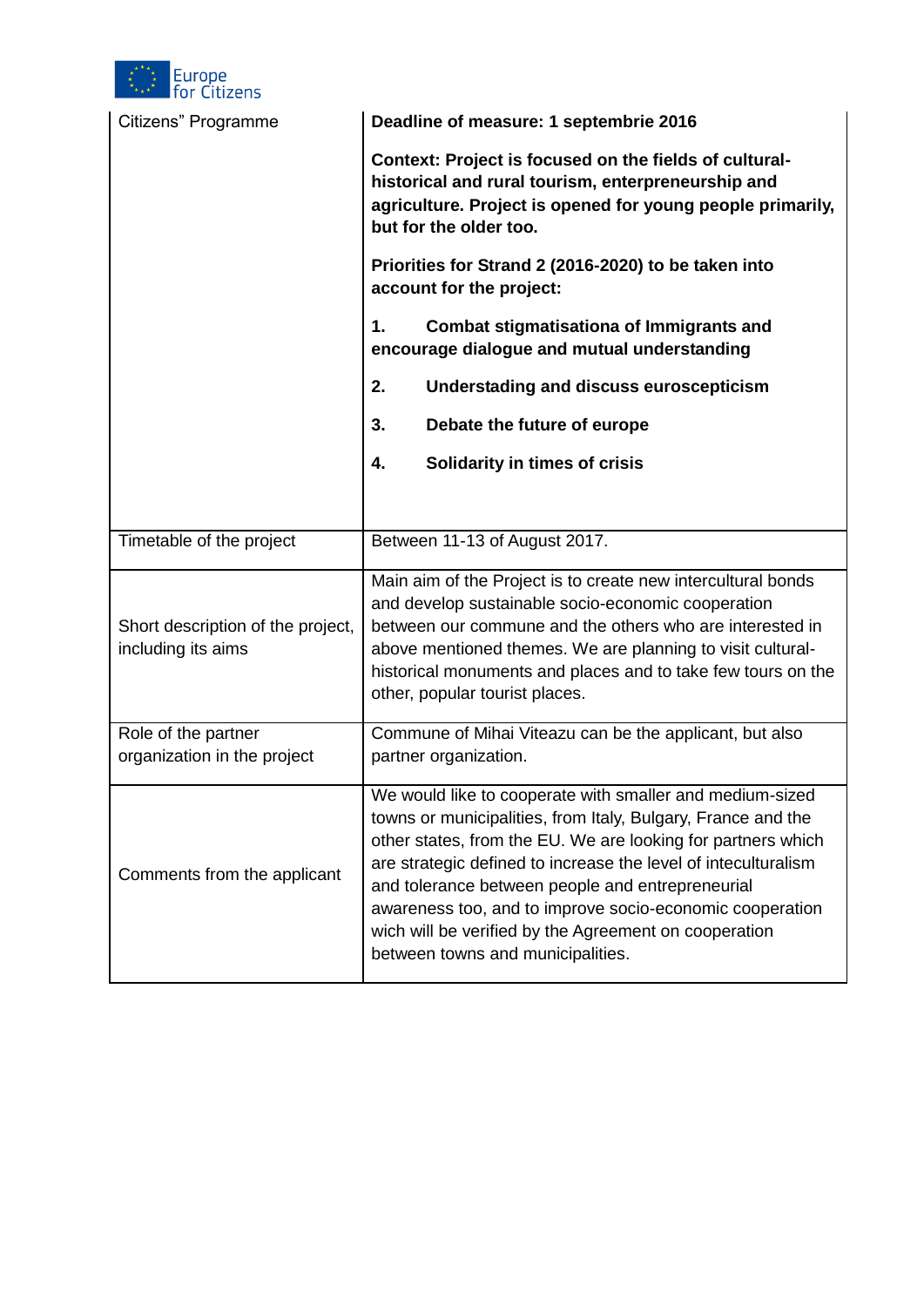| | |
|---|---|
| Citizens" Programme | **Deadline of measure: 1 septembrie 2016**<br><br>**Context: Project is focused on the fields of cultural-historical and rural tourism, enterpreneurship and agriculture. Project is opened for young people primarily, but for the older too.**<br><br>**Priorities for Strand 2 (2016-2020) to be taken into account for the project:**<br><br>**1. Combat stigmatisationa of Immigrants and encourage dialogue and mutual understanding**<br><br>**2. Understading and discuss euroscepticism**<br><br>**3. Debate the future of europe**<br><br>**4. Solidarity in times of crisis** |
| Timetable of the project | Between 11-13 of August 2017. |
| Short description of the project, including its aims | Main aim of the Project is to create new intercultural bonds and develop sustainable socio-economic cooperation between our commune and the others who are interested in above mentioned themes. We are planning to visit cultural-historical monuments and places and to take few tours on the other, popular tourist places. |
| Role of the partner organization in the project | Commune of Mihai Viteazu can be the applicant, but also partner organization. |
| Comments from the applicant | We would like to cooperate with smaller and medium-sized towns or municipalities, from Italy, Bulgary, France and the other states, from the EU. We are looking for partners which are strategic defined to increase the level of inteculturalism and tolerance between people and entrepreneurial awareness too, and to improve socio-economic cooperation wich will be verified by the Agreement on cooperation between towns and municipalities. |